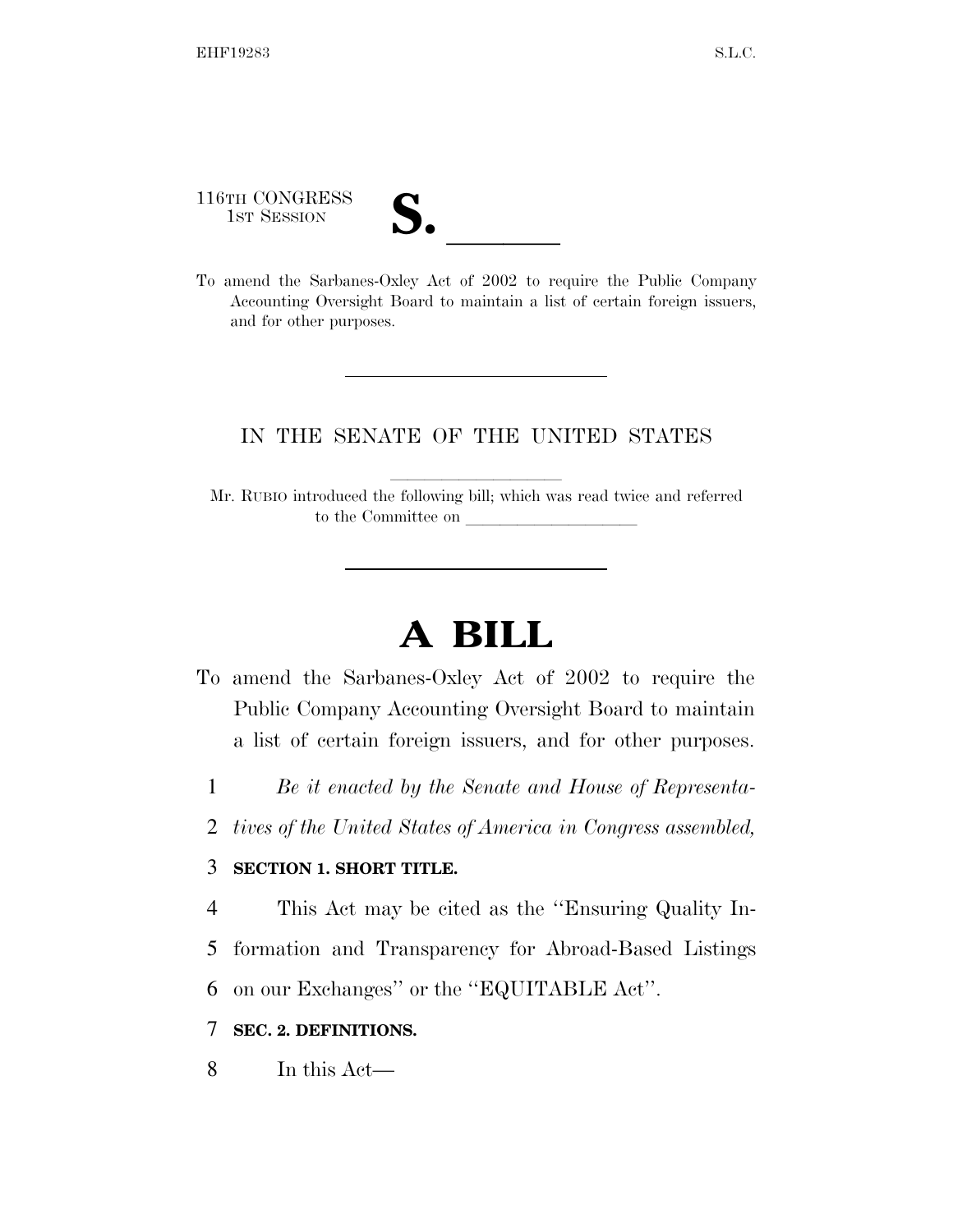116TH CONGRESS
1ST SESSION

# S. ______

To amend the Sarbanes-Oxley Act of 2002 to require the Public Company Accounting Oversight Board to maintain a list of certain foreign issuers, and for other purposes.

IN THE SENATE OF THE UNITED STATES

Mr. RUBIO introduced the following bill; which was read twice and referred to the Committee on ______________

# A BILL

To amend the Sarbanes-Oxley Act of 2002 to require the Public Company Accounting Oversight Board to maintain a list of certain foreign issuers, and for other purposes.

1 *Be it enacted by the Senate and House of Representa-*
2 *tives of the United States of America in Congress assembled,*

3 **SECTION 1. SHORT TITLE.**

4 This Act may be cited as the ''Ensuring Quality In-
5 formation and Transparency for Abroad-Based Listings
6 on our Exchanges'' or the ''EQUITABLE Act''.

7 **SEC. 2. DEFINITIONS.**

8 In this Act—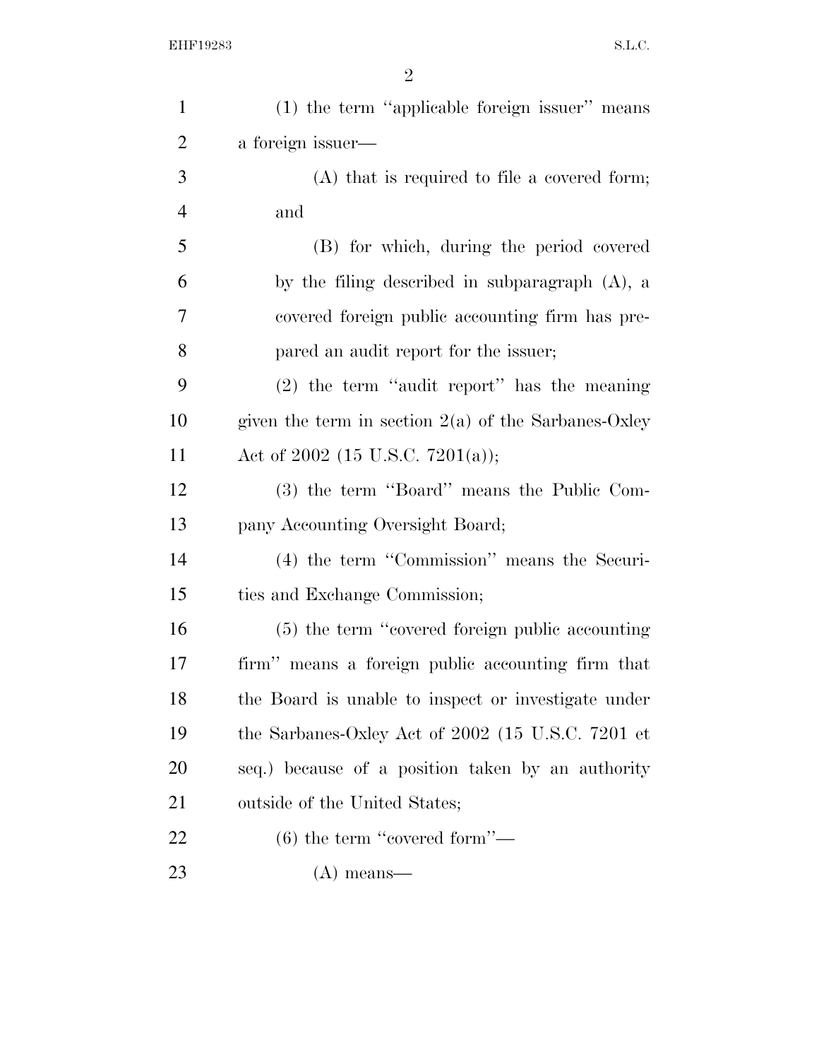(1) the term ''applicable foreign issuer'' means a foreign issuer—

(A) that is required to file a covered form; and

(B) for which, during the period covered by the filing described in subparagraph (A), a covered foreign public accounting firm has prepared an audit report for the issuer;

(2) the term ''audit report'' has the meaning given the term in section 2(a) of the Sarbanes-Oxley Act of 2002 (15 U.S.C. 7201(a));

(3) the term ''Board'' means the Public Company Accounting Oversight Board;

(4) the term ''Commission'' means the Securities and Exchange Commission;

(5) the term ''covered foreign public accounting firm'' means a foreign public accounting firm that the Board is unable to inspect or investigate under the Sarbanes-Oxley Act of 2002 (15 U.S.C. 7201 et seq.) because of a position taken by an authority outside of the United States;

(6) the term ''covered form''—

(A) means—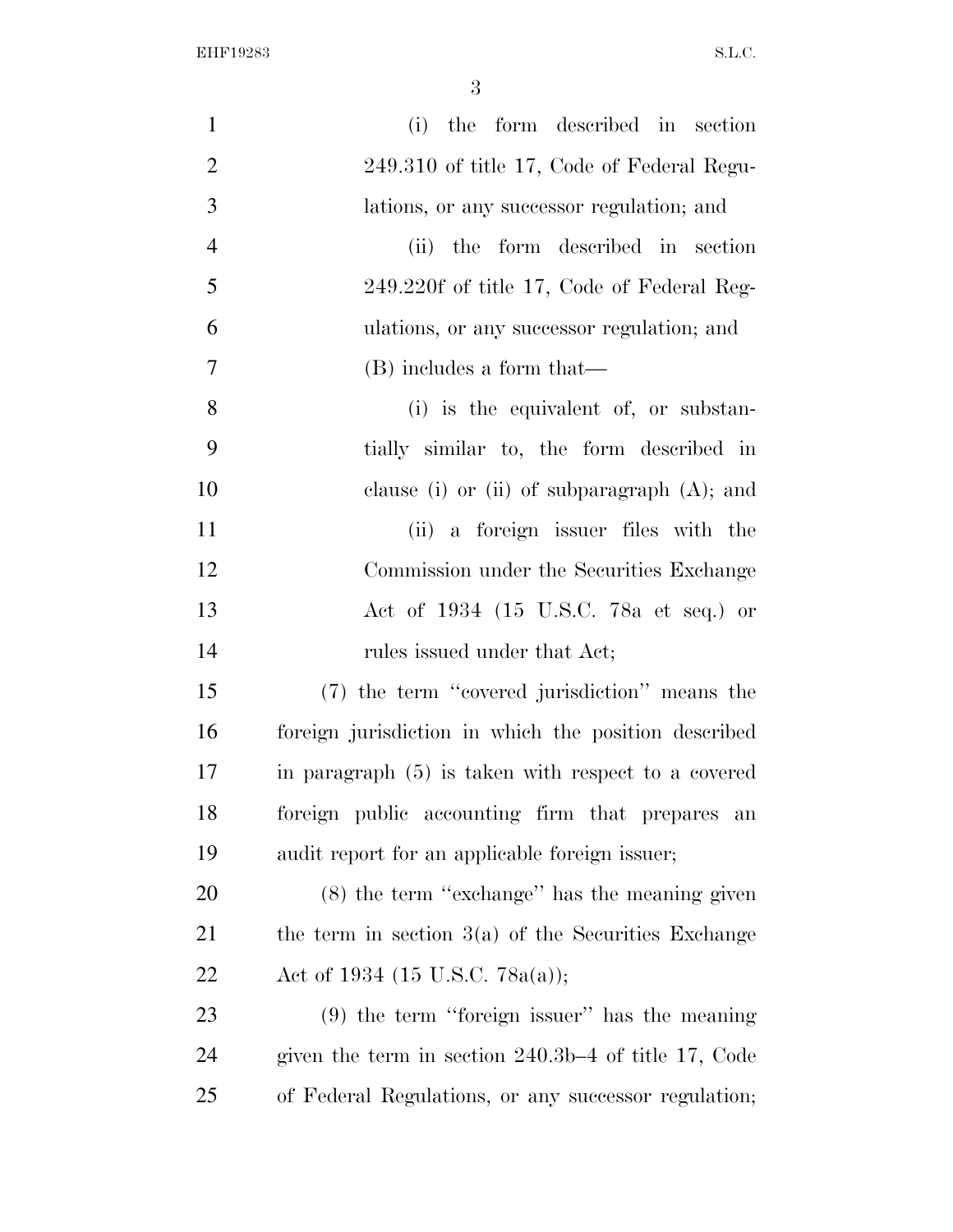(i) the form described in section 249.310 of title 17, Code of Federal Regulations, or any successor regulation; and

(ii) the form described in section 249.220f of title 17, Code of Federal Regulations, or any successor regulation; and

(B) includes a form that—

(i) is the equivalent of, or substantially similar to, the form described in clause (i) or (ii) of subparagraph (A); and

(ii) a foreign issuer files with the Commission under the Securities Exchange Act of 1934 (15 U.S.C. 78a et seq.) or rules issued under that Act;

(7) the term ''covered jurisdiction'' means the foreign jurisdiction in which the position described in paragraph (5) is taken with respect to a covered foreign public accounting firm that prepares an audit report for an applicable foreign issuer;

(8) the term ''exchange'' has the meaning given the term in section 3(a) of the Securities Exchange Act of 1934 (15 U.S.C. 78a(a));

(9) the term ''foreign issuer'' has the meaning given the term in section 240.3b–4 of title 17, Code of Federal Regulations, or any successor regulation;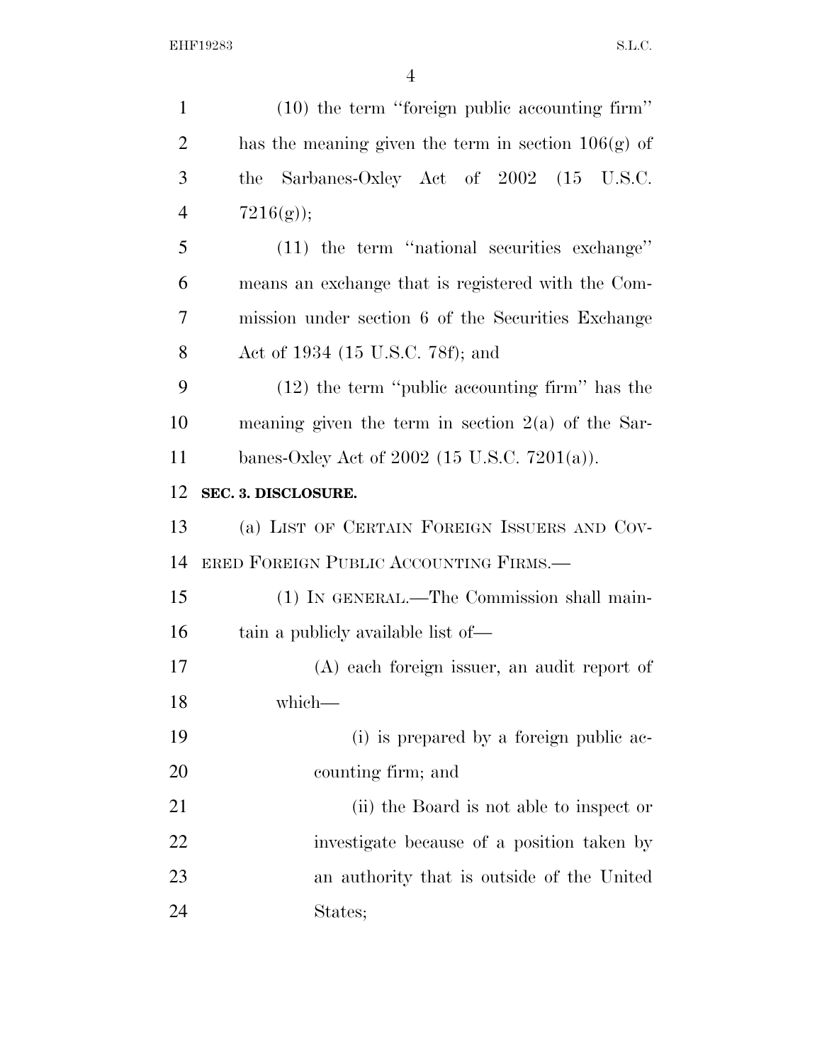(10) the term ''foreign public accounting firm'' has the meaning given the term in section 106(g) of the Sarbanes-Oxley Act of 2002 (15 U.S.C. 7216(g));

(11) the term ''national securities exchange'' means an exchange that is registered with the Commission under section 6 of the Securities Exchange Act of 1934 (15 U.S.C. 78f); and

(12) the term ''public accounting firm'' has the meaning given the term in section 2(a) of the Sarbanes-Oxley Act of 2002 (15 U.S.C. 7201(a)).

**SEC. 3. DISCLOSURE.**

(a) LIST OF CERTAIN FOREIGN ISSUERS AND COVERED FOREIGN PUBLIC ACCOUNTING FIRMS.—

(1) IN GENERAL.—The Commission shall maintain a publicly available list of—

(A) each foreign issuer, an audit report of which—

(i) is prepared by a foreign public accounting firm; and

(ii) the Board is not able to inspect or investigate because of a position taken by an authority that is outside of the United States;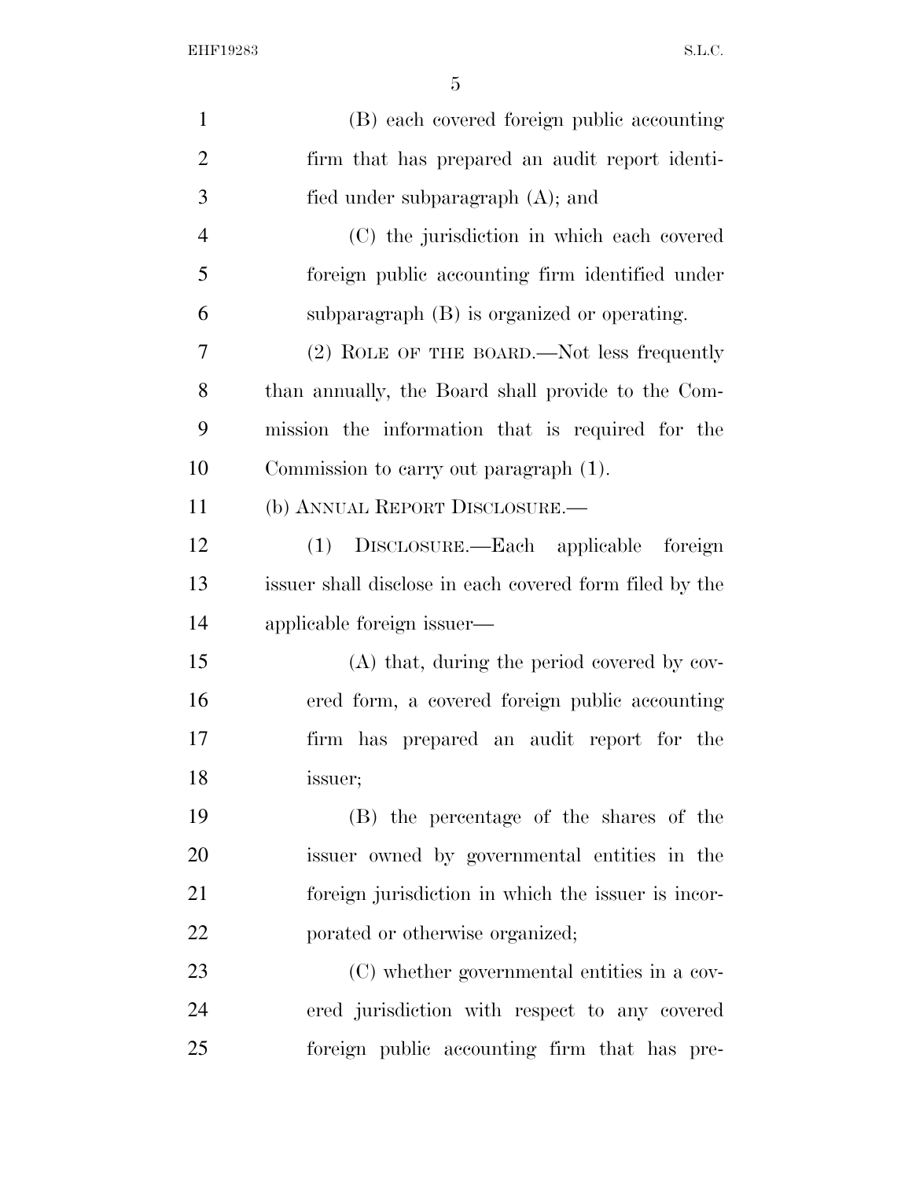(B) each covered foreign public accounting firm that has prepared an audit report identified under subparagraph (A); and

(C) the jurisdiction in which each covered foreign public accounting firm identified under subparagraph (B) is organized or operating.

(2) ROLE OF THE BOARD.—Not less frequently than annually, the Board shall provide to the Commission the information that is required for the Commission to carry out paragraph (1).

(b) ANNUAL REPORT DISCLOSURE.—

(1) DISCLOSURE.—Each applicable foreign issuer shall disclose in each covered form filed by the applicable foreign issuer—

(A) that, during the period covered by covered form, a covered foreign public accounting firm has prepared an audit report for the issuer;

(B) the percentage of the shares of the issuer owned by governmental entities in the foreign jurisdiction in which the issuer is incorporated or otherwise organized;

(C) whether governmental entities in a covered jurisdiction with respect to any covered foreign public accounting firm that has pre-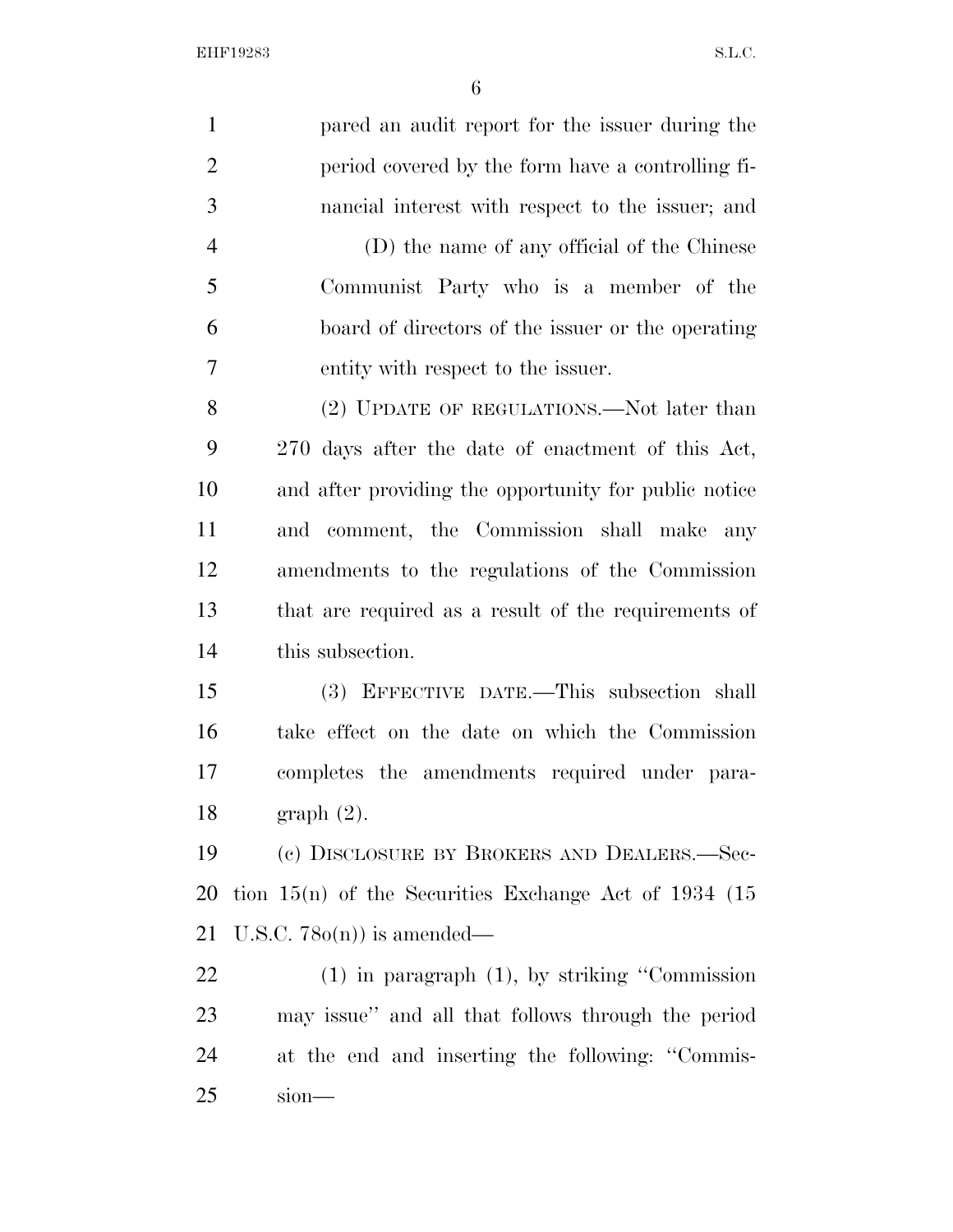pared an audit report for the issuer during the period covered by the form have a controlling financial interest with respect to the issuer; and

(D) the name of any official of the Chinese Communist Party who is a member of the board of directors of the issuer or the operating entity with respect to the issuer.

(2) UPDATE OF REGULATIONS.—Not later than 270 days after the date of enactment of this Act, and after providing the opportunity for public notice and comment, the Commission shall make any amendments to the regulations of the Commission that are required as a result of the requirements of this subsection.

(3) EFFECTIVE DATE.—This subsection shall take effect on the date on which the Commission completes the amendments required under paragraph (2).

(c) DISCLOSURE BY BROKERS AND DEALERS.—Section 15(n) of the Securities Exchange Act of 1934 (15 U.S.C. 78o(n)) is amended—

(1) in paragraph (1), by striking "Commission may issue" and all that follows through the period at the end and inserting the following: "Commission—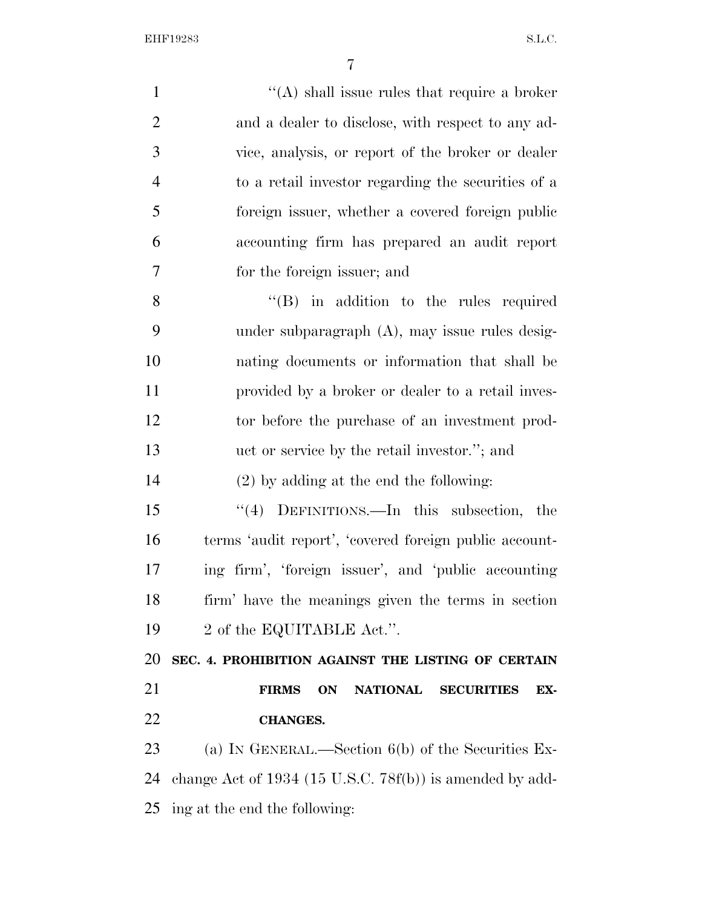''(A) shall issue rules that require a broker and a dealer to disclose, with respect to any advice, analysis, or report of the broker or dealer to a retail investor regarding the securities of a foreign issuer, whether a covered foreign public accounting firm has prepared an audit report for the foreign issuer; and

''(B) in addition to the rules required under subparagraph (A), may issue rules designating documents or information that shall be provided by a broker or dealer to a retail investor before the purchase of an investment product or service by the retail investor.''; and

(2) by adding at the end the following:

''(4) DEFINITIONS.—In this subsection, the terms 'audit report', 'covered foreign public accounting firm', 'foreign issuer', and 'public accounting firm' have the meanings given the terms in section 2 of the EQUITABLE Act.''.

**SEC. 4. PROHIBITION AGAINST THE LISTING OF CERTAIN FIRMS ON NATIONAL SECURITIES EXCHANGES.**

(a) IN GENERAL.—Section 6(b) of the Securities Exchange Act of 1934 (15 U.S.C. 78f(b)) is amended by adding at the end the following: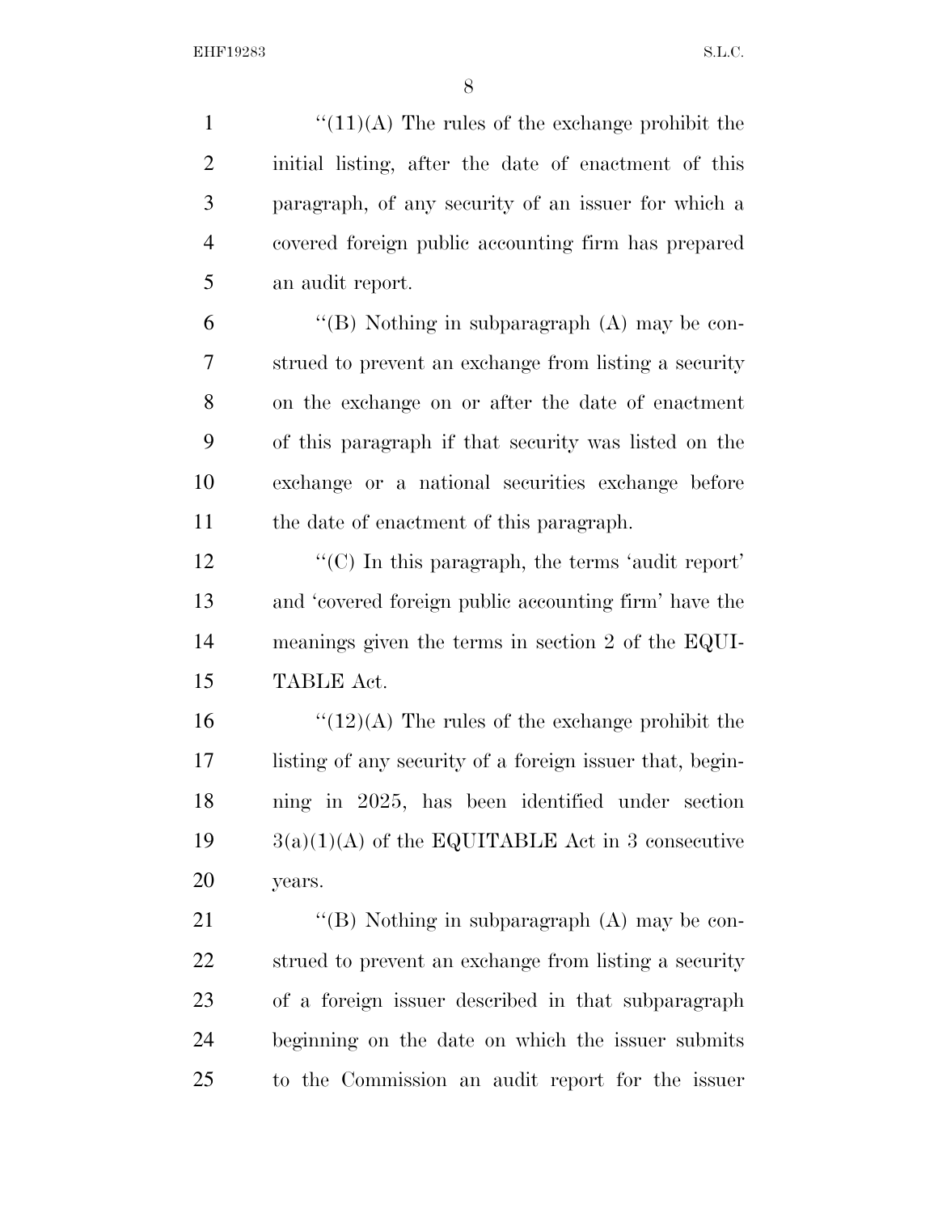''(11)(A) The rules of the exchange prohibit the initial listing, after the date of enactment of this paragraph, of any security of an issuer for which a covered foreign public accounting firm has prepared an audit report.

''(B) Nothing in subparagraph (A) may be construed to prevent an exchange from listing a security on the exchange on or after the date of enactment of this paragraph if that security was listed on the exchange or a national securities exchange before the date of enactment of this paragraph.

''(C) In this paragraph, the terms 'audit report' and 'covered foreign public accounting firm' have the meanings given the terms in section 2 of the EQUITABLE Act.

''(12)(A) The rules of the exchange prohibit the listing of any security of a foreign issuer that, beginning in 2025, has been identified under section 3(a)(1)(A) of the EQUITABLE Act in 3 consecutive years.

''(B) Nothing in subparagraph (A) may be construed to prevent an exchange from listing a security of a foreign issuer described in that subparagraph beginning on the date on which the issuer submits to the Commission an audit report for the issuer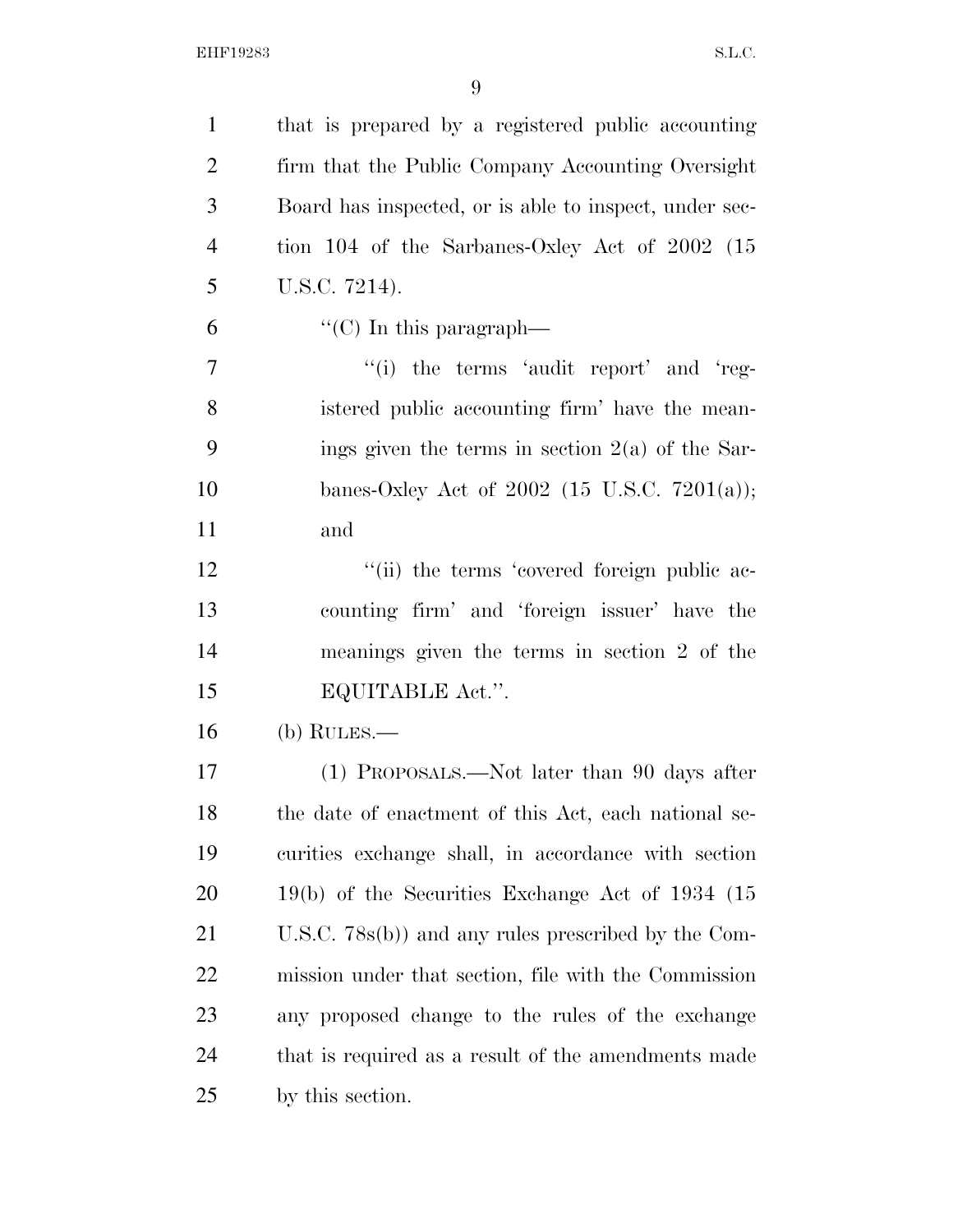that is prepared by a registered public accounting firm that the Public Company Accounting Oversight Board has inspected, or is able to inspect, under section 104 of the Sarbanes-Oxley Act of 2002 (15 U.S.C. 7214).

"(C) In this paragraph—

"(i) the terms 'audit report' and 'registered public accounting firm' have the meanings given the terms in section 2(a) of the Sarbanes-Oxley Act of 2002 (15 U.S.C. 7201(a)); and

"(ii) the terms 'covered foreign public accounting firm' and 'foreign issuer' have the meanings given the terms in section 2 of the EQUITABLE Act.".

(b) RULES.—

(1) PROPOSALS.—Not later than 90 days after the date of enactment of this Act, each national securities exchange shall, in accordance with section 19(b) of the Securities Exchange Act of 1934 (15 U.S.C. 78s(b)) and any rules prescribed by the Commission under that section, file with the Commission any proposed change to the rules of the exchange that is required as a result of the amendments made by this section.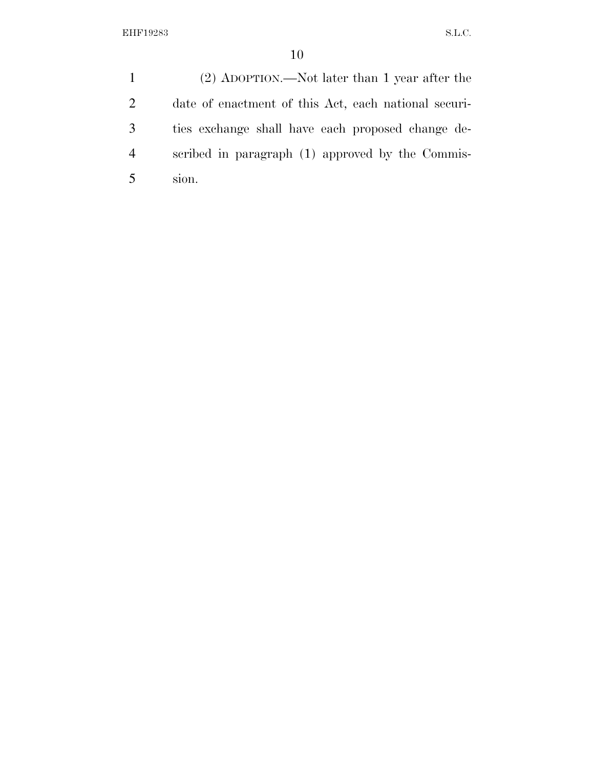(2) ADOPTION.—Not later than 1 year after the date of enactment of this Act, each national securities exchange shall have each proposed change described in paragraph (1) approved by the Commission.